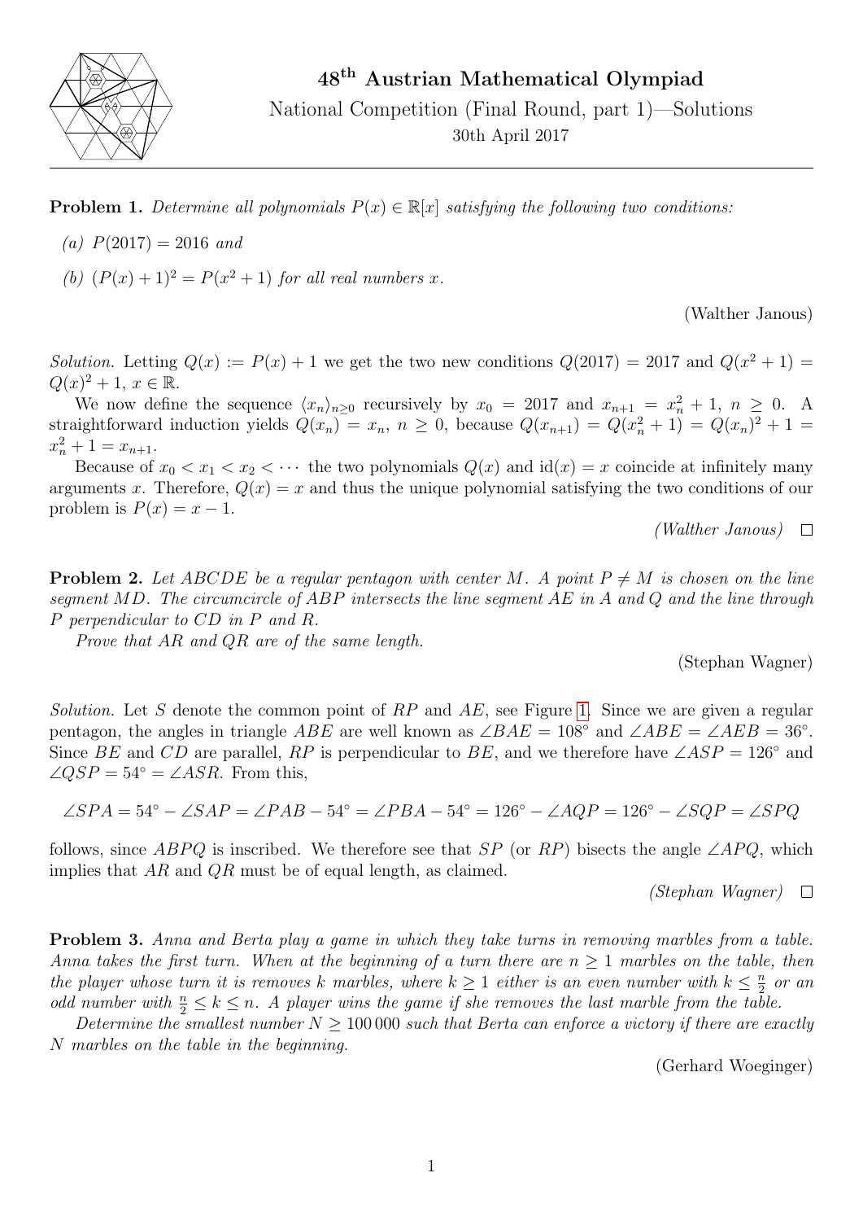# 48[th] Austrian Mathematical Olympiad

National Competition (Final Round, part 1)—Solutions

30th April 2017

---

**Problem 1.** *Determine all polynomials $P(x) \in \mathbb{R}[x]$ satisfying the following two conditions:*

*(a) $P(2017) = 2016$ and*

*(b) $(P(x) + 1)^2 = P(x^2 + 1)$ for all real numbers $x$.*

(Walther Janous)

*Solution.* Letting $Q(x) := P(x) + 1$ we get the two new conditions $Q(2017) = 2017$ and $Q(x^2 + 1) = Q(x)^2 + 1$, $x \in \mathbb{R}$.

We now define the sequence $\langle x_n \rangle_{n \geq 0}$ recursively by $x_0 = 2017$ and $x_{n+1} = x_n^2 + 1$, $n \geq 0$. A straightforward induction yields $Q(x_n) = x_n$, $n \geq 0$, because $Q(x_{n+1}) = Q(x_n^2 + 1) = Q(x_n)^2 + 1 = x_n^2 + 1 = x_{n+1}$.

Because of $x_0 < x_1 < x_2 < \cdots$ the two polynomials $Q(x)$ and $\mathrm{id}(x) = x$ coincide at infinitely many arguments $x$. Therefore, $Q(x) = x$ and thus the unique polynomial satisfying the two conditions of our problem is $P(x) = x - 1$.

*(Walther Janous)* □

**Problem 2.** *Let $ABCDE$ be a regular pentagon with center $M$. A point $P \neq M$ is chosen on the line segment $MD$. The circumcircle of $ABP$ intersects the line segment $AE$ in $A$ and $Q$ and the line through $P$ perpendicular to $CD$ in $P$ and $R$.*

*Prove that $AR$ and $QR$ are of the same length.*

(Stephan Wagner)

*Solution.* Let $S$ denote the common point of $RP$ and $AE$, see Figure 1. Since we are given a regular pentagon, the angles in triangle $ABE$ are well known as $\angle BAE = 108^\circ$ and $\angle ABE = \angle AEB = 36^\circ$. Since $BE$ and $CD$ are parallel, $RP$ is perpendicular to $BE$, and we therefore have $\angle ASP = 126^\circ$ and $\angle QSP = 54^\circ = \angle ASR$. From this,

$$\angle SPA = 54^\circ - \angle SAP = \angle PAB - 54^\circ = \angle PBA - 54^\circ = 126^\circ - \angle AQP = 126^\circ - \angle SQP = \angle SPQ$$

follows, since $ABPQ$ is inscribed. We therefore see that $SP$ (or $RP$) bisects the angle $\angle APQ$, which implies that $AR$ and $QR$ must be of equal length, as claimed.

*(Stephan Wagner)* □

**Problem 3.** *Anna and Berta play a game in which they take turns in removing marbles from a table. Anna takes the first turn. When at the beginning of a turn there are $n \geq 1$ marbles on the table, then the player whose turn it is removes $k$ marbles, where $k \geq 1$ either is an even number with $k \leq \frac{n}{2}$ or an odd number with $\frac{n}{2} \leq k \leq n$. A player wins the game if she removes the last marble from the table.*

*Determine the smallest number $N \geq 100\,000$ such that Berta can enforce a victory if there are exactly $N$ marbles on the table in the beginning.*

(Gerhard Woeginger)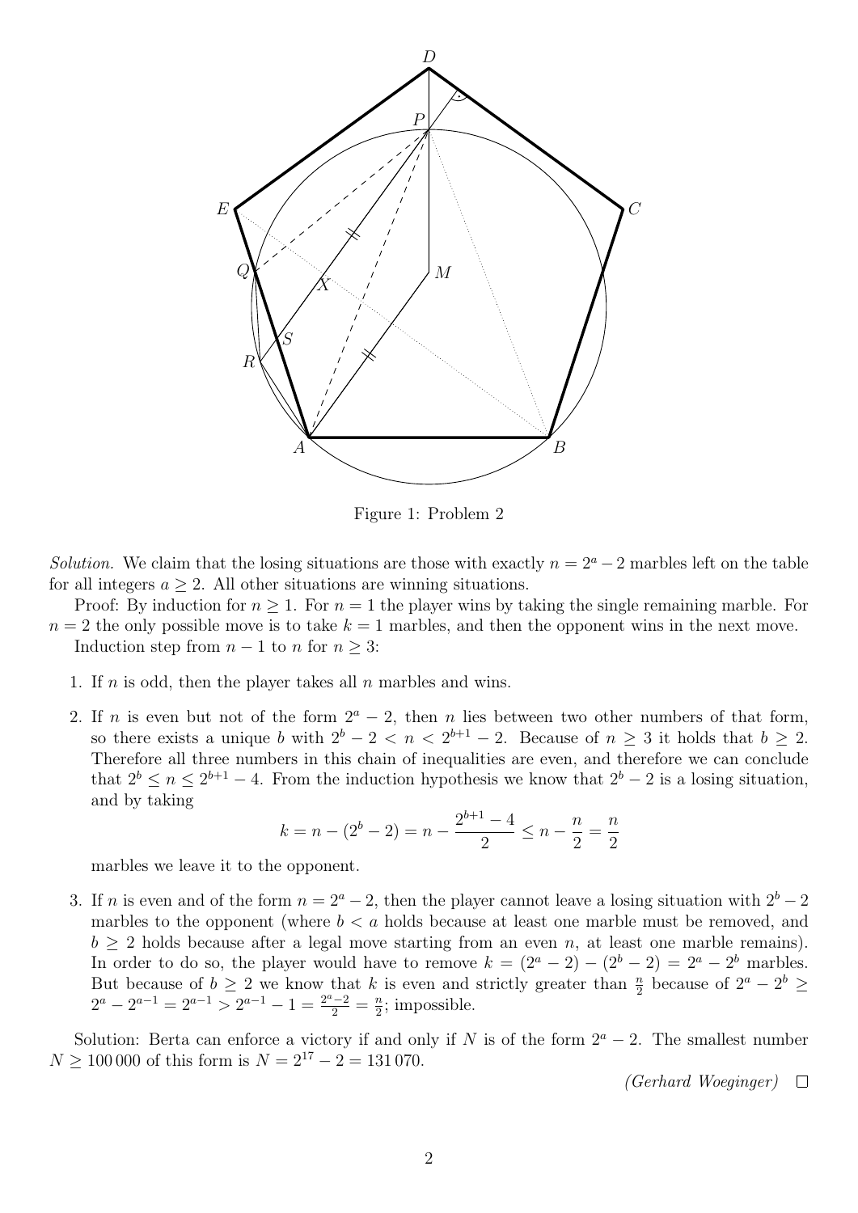Figure 1: Problem 2

*Solution.* We claim that the losing situations are those with exactly $n = 2^a - 2$ marbles left on the table for all integers $a \geq 2$. All other situations are winning situations.

Proof: By induction for $n \geq 1$. For $n = 1$ the player wins by taking the single remaining marble. For $n = 2$ the only possible move is to take $k = 1$ marbles, and then the opponent wins in the next move.

Induction step from $n - 1$ to $n$ for $n \geq 3$:

1. If $n$ is odd, then the player takes all $n$ marbles and wins.

2. If $n$ is even but not of the form $2^a - 2$, then $n$ lies between two other numbers of that form, so there exists a unique $b$ with $2^b - 2 < n < 2^{b+1} - 2$. Because of $n \geq 3$ it holds that $b \geq 2$. Therefore all three numbers in this chain of inequalities are even, and therefore we can conclude that $2^b \leq n \leq 2^{b+1} - 4$. From the induction hypothesis we know that $2^b - 2$ is a losing situation, and by taking

$$k = n - (2^b - 2) = n - \frac{2^{b+1} - 4}{2} \leq n - \frac{n}{2} = \frac{n}{2}$$

marbles we leave it to the opponent.

3. If $n$ is even and of the form $n = 2^a - 2$, then the player cannot leave a losing situation with $2^b - 2$ marbles to the opponent (where $b < a$ holds because at least one marble must be removed, and $b \geq 2$ holds because after a legal move starting from an even $n$, at least one marble remains). In order to do so, the player would have to remove $k = (2^a - 2) - (2^b - 2) = 2^a - 2^b$ marbles. But because of $b \geq 2$ we know that $k$ is even and strictly greater than $\frac{n}{2}$ because of $2^a - 2^b \geq 2^a - 2^{a-1} = 2^{a-1} > 2^{a-1} - 1 = \frac{2^a - 2}{2} = \frac{n}{2}$; impossible.

Solution: Berta can enforce a victory if and only if $N$ is of the form $2^a - 2$. The smallest number $N \geq 100\,000$ of this form is $N = 2^{17} - 2 = 131\,070$.

*(Gerhard Woeginger)* □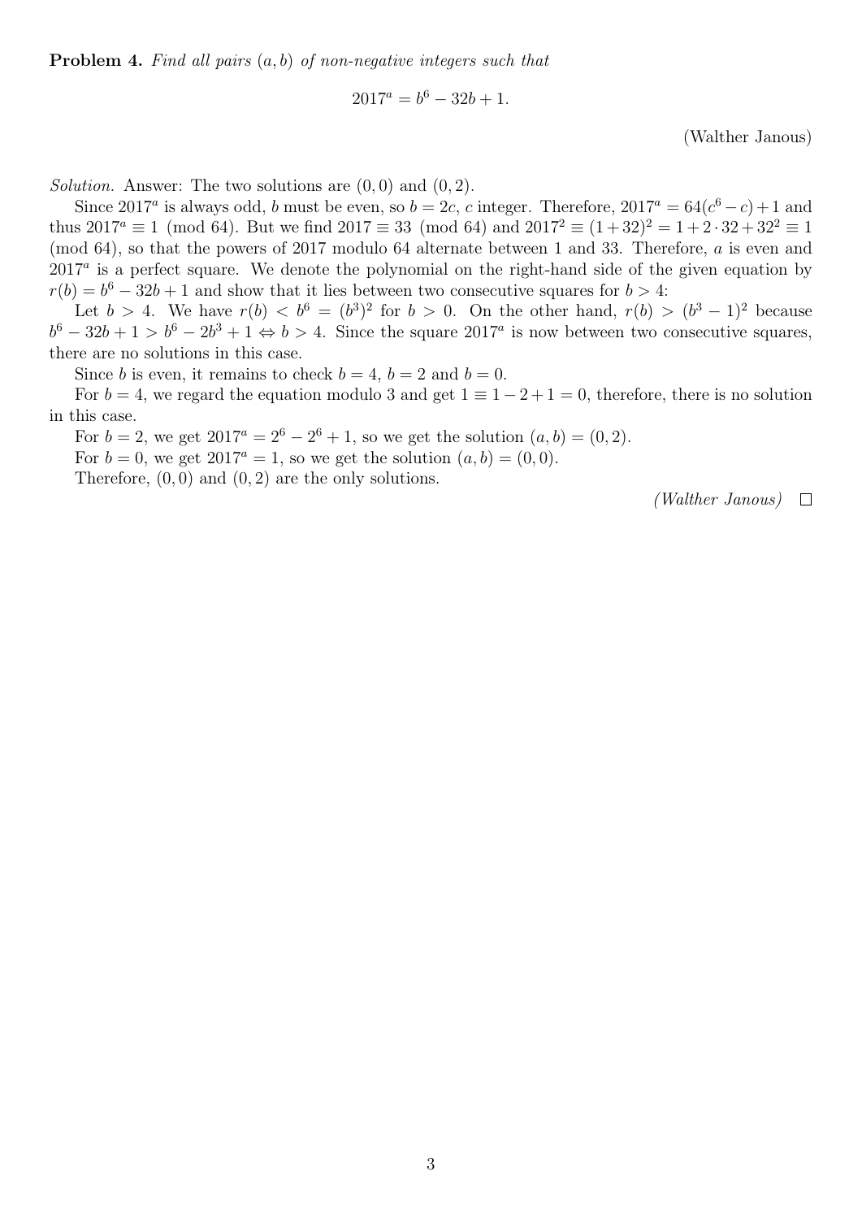**Problem 4.** *Find all pairs $(a, b)$ of non-negative integers such that*

$$2017^a = b^6 - 32b + 1.$$

(Walther Janous)

*Solution.* Answer: The two solutions are $(0, 0)$ and $(0, 2)$.

Since $2017^a$ is always odd, $b$ must be even, so $b = 2c$, $c$ integer. Therefore, $2017^a = 64(c^6 - c) + 1$ and thus $2017^a \equiv 1 \pmod{64}$. But we find $2017 \equiv 33 \pmod{64}$ and $2017^2 \equiv (1 + 32)^2 = 1 + 2 \cdot 32 + 32^2 \equiv 1 \pmod{64}$, so that the powers of 2017 modulo 64 alternate between 1 and 33. Therefore, $a$ is even and $2017^a$ is a perfect square. We denote the polynomial on the right-hand side of the given equation by $r(b) = b^6 - 32b + 1$ and show that it lies between two consecutive squares for $b > 4$:

Let $b > 4$. We have $r(b) < b^6 = (b^3)^2$ for $b > 0$. On the other hand, $r(b) > (b^3 - 1)^2$ because $b^6 - 32b + 1 > b^6 - 2b^3 + 1 \Leftrightarrow b > 4$. Since the square $2017^a$ is now between two consecutive squares, there are no solutions in this case.

Since $b$ is even, it remains to check $b = 4$, $b = 2$ and $b = 0$.

For $b = 4$, we regard the equation modulo 3 and get $1 \equiv 1 - 2 + 1 = 0$, therefore, there is no solution in this case.

For $b = 2$, we get $2017^a = 2^6 - 2^6 + 1$, so we get the solution $(a, b) = (0, 2)$.

For $b = 0$, we get $2017^a = 1$, so we get the solution $(a, b) = (0, 0)$.

Therefore, $(0, 0)$ and $(0, 2)$ are the only solutions.

*(Walther Janous)* □